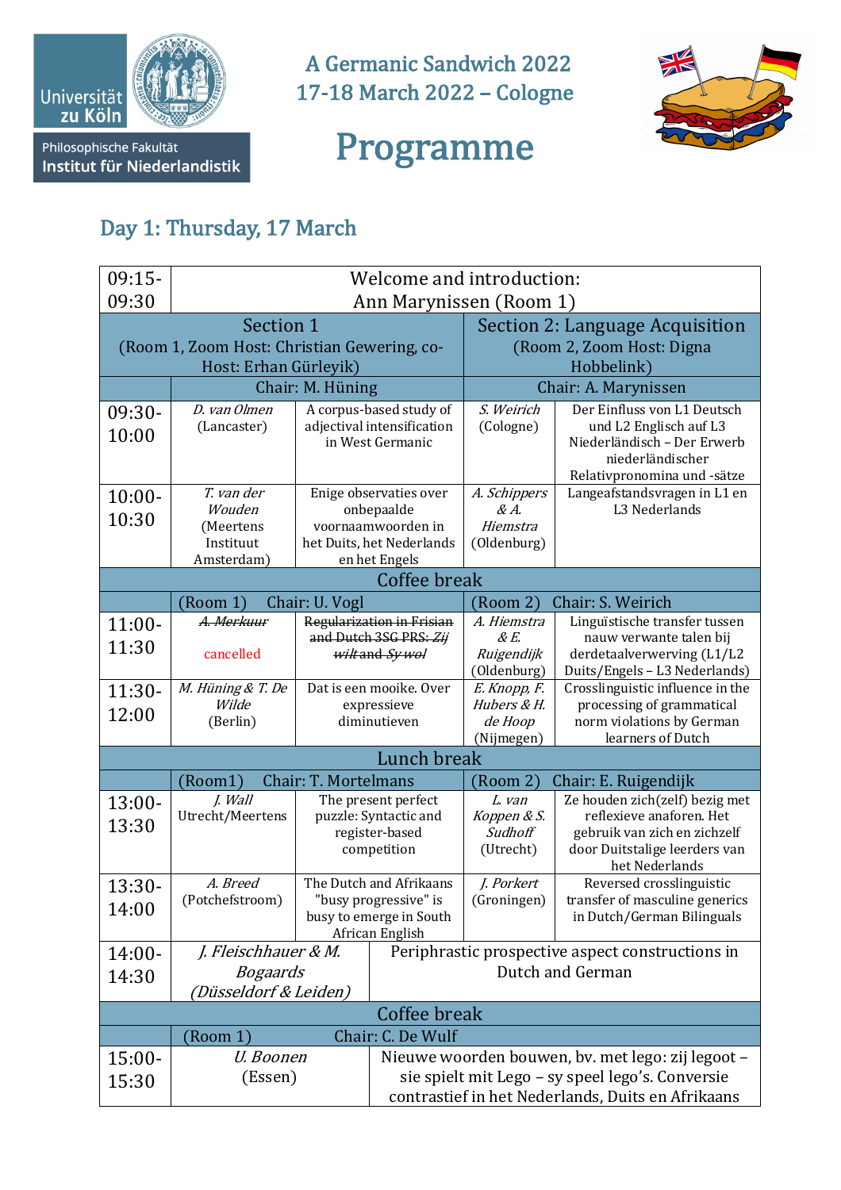Universität zu Köln
Philosophische Fakultät
Institut für Niederlandistik

# A Germanic Sandwich 2022
## 17-18 March 2022 – Cologne

# Programme

## Day 1: Thursday, 17 March

| Time | | | | |
|---|---|---|---|---|
| 09:15-09:30 | Welcome and introduction: Ann Marynissen (Room 1) | | | |
| | **Section 1** (Room 1, Zoom Host: Christian Gewering, co-Host: Erhan Gürleyik) | | **Section 2: Language Acquisition** (Room 2, Zoom Host: Digna Hobbelink) | |
| | Chair: M. Hüning | | Chair: A. Marynissen | |
| 09:30-10:00 | *D. van Olmen* (Lancaster) | A corpus-based study of adjectival intensification in West Germanic | *S. Weirich* (Cologne) | Der Einfluss von L1 Deutsch und L2 Englisch auf L3 Niederländisch – Der Erwerb niederländischer Relativpronomina und -sätze |
| 10:00-10:30 | *T. van der Wouden* (Meertens Instituut Amsterdam) | Enige observaties over onbepaalde voornaamwoorden in het Duits, het Nederlands en het Engels | *A. Schippers & A. Hiemstra* (Oldenburg) | Langeafstandsvragen in L1 en L3 Nederlands |
| | Coffee break | | | |
| | (Room 1) Chair: U. Vogl | | (Room 2) Chair: S. Weirich | |
| 11:00-11:30 | ~~*A. Merkuur*~~ cancelled | ~~Regularization in Frisian and Dutch 3SG PRS: *Zij wilt* and *Sy wol*~~ | *A. Hiemstra & E. Ruigendijk* (Oldenburg) | Linguïstische transfer tussen nauw verwante talen bij derdetaalverwerving (L1/L2 Duits/Engels – L3 Nederlands) |
| 11:30-12:00 | *M. Hüning & T. De Wilde* (Berlin) | Dat is een mooike. Over expressieve diminutieven | *E. Knopp, F. Hubers & H. de Hoop* (Nijmegen) | Crosslinguistic influence in the processing of grammatical norm violations by German learners of Dutch |
| | Lunch break | | | |
| | (Room1) Chair: T. Mortelmans | | (Room 2) Chair: E. Ruigendijk | |
| 13:00-13:30 | *J. Wall* Utrecht/Meertens | The present perfect puzzle: Syntactic and register-based competition | *L. van Koppen & S. Sudhoff* (Utrecht) | Ze houden zich(zelf) bezig met reflexieve anaforen. Het gebruik van zich en zichzelf door Duitstalige leerders van het Nederlands |
| 13:30-14:00 | *A. Breed* (Potchefstroom) | The Dutch and Afrikaans "busy progressive" is busy to emerge in South African English | *J. Porkert* (Groningen) | Reversed crosslinguistic transfer of masculine generics in Dutch/German Bilinguals |
| 14:00-14:30 | *J. Fleischhauer & M. Bogaards* (*Düsseldorf & Leiden*) | Periphrastic prospective aspect constructions in Dutch and German | | |
| | Coffee break | | | |
| | (Room 1) Chair: C. De Wulf | | | |
| 15:00-15:30 | *U. Boonen* (Essen) | Nieuwe woorden bouwen, bv. met lego: zij legoot – sie spielt mit Lego – sy speel lego's. Conversie contrastief in het Nederlands, Duits en Afrikaans | | |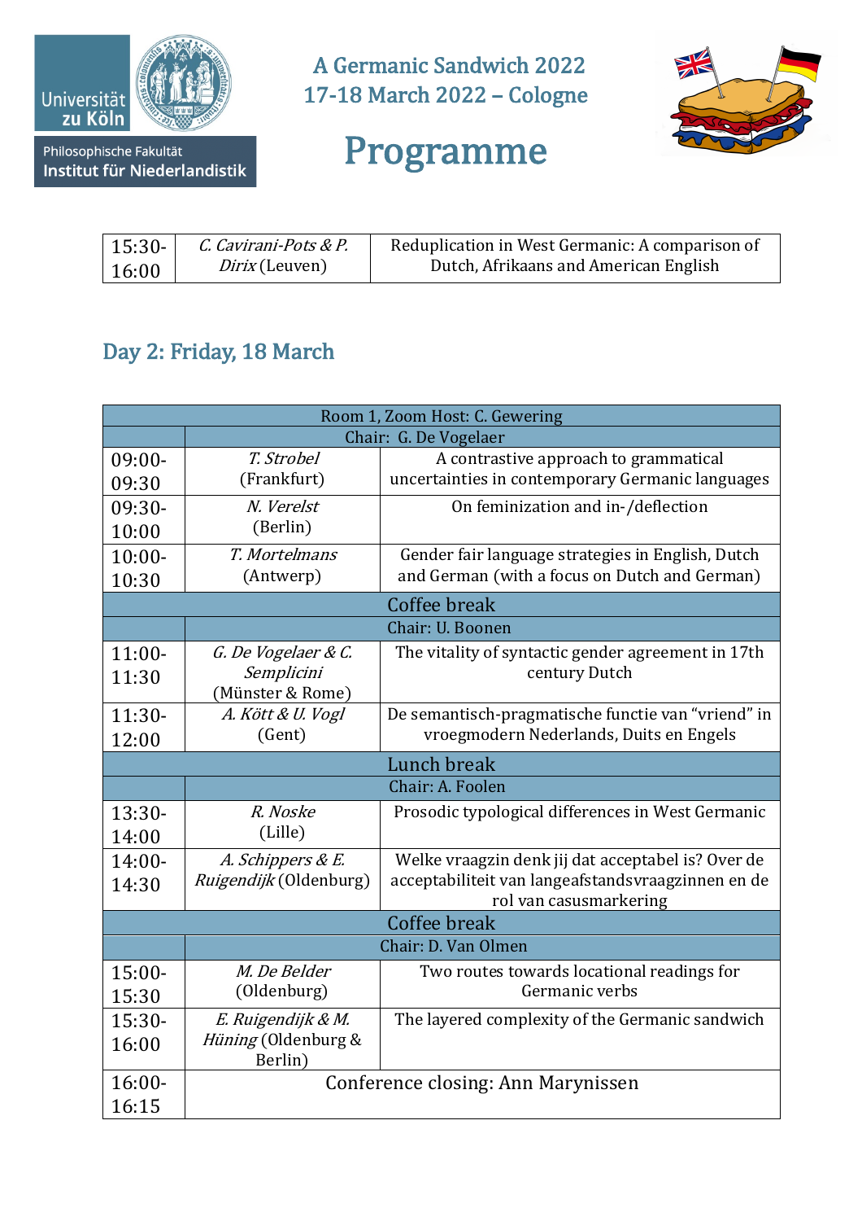Universität zu Köln

Philosophische Fakultät
Institut für Niederlandistik

A Germanic Sandwich 2022
17-18 March 2022 – Cologne

# Programme

| | | |
|---|---|---|
| 15:30-16:00 | *C. Cavirani-Pots & P. Dirix* (Leuven) | Reduplication in West Germanic: A comparison of Dutch, Afrikaans and American English |

## Day 2: Friday, 18 March

| Room 1, Zoom Host: C. Gewering | | |
|---|---|---|
| | Chair: G. De Vogelaer | |
| 09:00-09:30 | *T. Strobel* (Frankfurt) | A contrastive approach to grammatical uncertainties in contemporary Germanic languages |
| 09:30-10:00 | *N. Verelst* (Berlin) | On feminization and in-/deflection |
| 10:00-10:30 | *T. Mortelmans* (Antwerp) | Gender fair language strategies in English, Dutch and German (with a focus on Dutch and German) |
| Coffee break | | |
| | Chair: U. Boonen | |
| 11:00-11:30 | *G. De Vogelaer & C. Semplicini* (Münster & Rome) | The vitality of syntactic gender agreement in 17th century Dutch |
| 11:30-12:00 | *A. Kött & U. Vogl* (Gent) | De semantisch-pragmatische functie van "vriend" in vroegmodern Nederlands, Duits en Engels |
| Lunch break | | |
| | Chair: A. Foolen | |
| 13:30-14:00 | *R. Noske* (Lille) | Prosodic typological differences in West Germanic |
| 14:00-14:30 | *A. Schippers & E. Ruigendijk* (Oldenburg) | Welke vraagzin denk jij dat acceptabel is? Over de acceptabiliteit van langeafstandsvraagzinnen en de rol van casusmarkering |
| Coffee break | | |
| | Chair: D. Van Olmen | |
| 15:00-15:30 | *M. De Belder* (Oldenburg) | Two routes towards locational readings for Germanic verbs |
| 15:30-16:00 | *E. Ruigendijk & M. Hüning* (Oldenburg & Berlin) | The layered complexity of the Germanic sandwich |
| 16:00-16:15 | Conference closing: Ann Marynissen | |